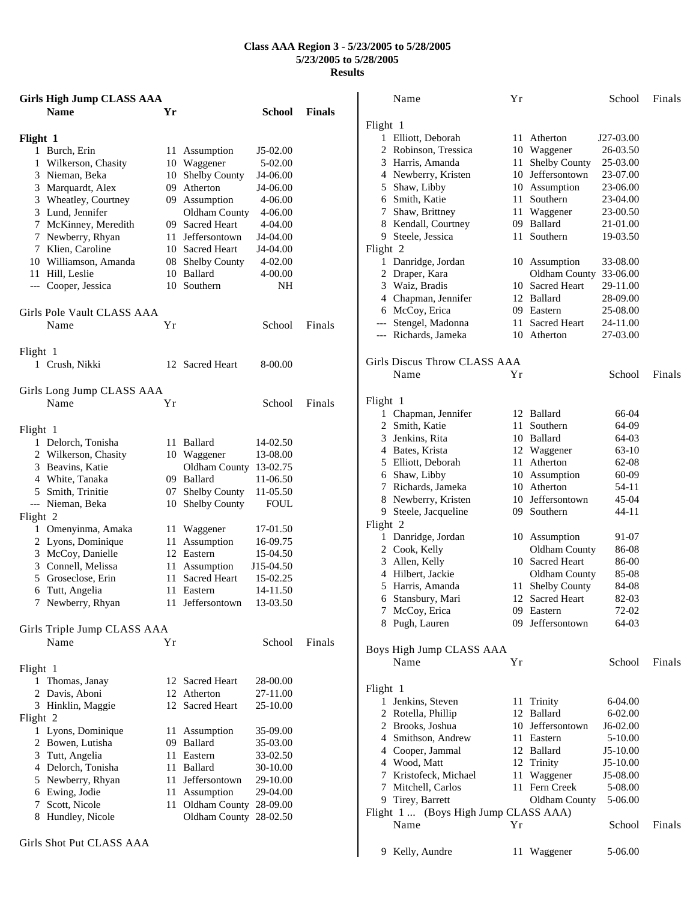# Class AAA Region 3 - 5/23/2005 to 5/28/2005
### 5/23/2005 to 5/28/2005
### Results

## Girls High Jump CLASS AAA

| | Name | Yr | School | Finals |
|---|---|---|---|---|
| **Flight 1** | | | | |
| 1 | Burch, Erin | 11 | Assumption | J5-02.00 |
| 1 | Wilkerson, Chasity | 10 | Waggener | 5-02.00 |
| 3 | Nieman, Beka | 10 | Shelby County | J4-06.00 |
| 3 | Marquardt, Alex | 09 | Atherton | J4-06.00 |
| 3 | Wheatley, Courtney | 09 | Assumption | 4-06.00 |
| 3 | Lund, Jennifer | | Oldham County | 4-06.00 |
| 7 | McKinney, Meredith | 09 | Sacred Heart | 4-04.00 |
| 7 | Newberry, Rhyan | 11 | Jeffersontown | J4-04.00 |
| 7 | Klien, Caroline | 10 | Sacred Heart | J4-04.00 |
| 10 | Williamson, Amanda | 08 | Shelby County | 4-02.00 |
| 11 | Hill, Leslie | 10 | Ballard | 4-00.00 |
| --- | Cooper, Jessica | 10 | Southern | NH |

## Girls Pole Vault CLASS AAA

| | Name | Yr | School | Finals |
|---|---|---|---|---|
| Flight 1 | | | | |
| 1 | Crush, Nikki | 12 | Sacred Heart | 8-00.00 |

## Girls Long Jump CLASS AAA

| | Name | Yr | School | Finals |
|---|---|---|---|---|
| Flight 1 | | | | |
| 1 | Delorch, Tonisha | 11 | Ballard | 14-02.50 |
| 2 | Wilkerson, Chasity | 10 | Waggener | 13-08.00 |
| 3 | Beavins, Katie | | Oldham County | 13-02.75 |
| 4 | White, Tanaka | 09 | Ballard | 11-06.50 |
| 5 | Smith, Trinitie | 07 | Shelby County | 11-05.50 |
| --- | Nieman, Beka | 10 | Shelby County | FOUL |
| Flight 2 | | | | |
| 1 | Omenyinma, Amaka | 11 | Waggener | 17-01.50 |
| 2 | Lyons, Dominique | 11 | Assumption | 16-09.75 |
| 3 | McCoy, Danielle | 12 | Eastern | 15-04.50 |
| 3 | Connell, Melissa | 11 | Assumption | J15-04.50 |
| 5 | Groseclose, Erin | 11 | Sacred Heart | 15-02.25 |
| 6 | Tutt, Angelia | 11 | Eastern | 14-11.50 |
| 7 | Newberry, Rhyan | 11 | Jeffersontown | 13-03.50 |

## Girls Triple Jump CLASS AAA

| | Name | Yr | School | Finals |
|---|---|---|---|---|
| Flight 1 | | | | |
| 1 | Thomas, Janay | 12 | Sacred Heart | 28-00.00 |
| 2 | Davis, Aboni | 12 | Atherton | 27-11.00 |
| 3 | Hinklin, Maggie | 12 | Sacred Heart | 25-10.00 |
| Flight 2 | | | | |
| 1 | Lyons, Dominique | 11 | Assumption | 35-09.00 |
| 2 | Bowen, Lutisha | 09 | Ballard | 35-03.00 |
| 3 | Tutt, Angelia | 11 | Eastern | 33-02.50 |
| 4 | Delorch, Tonisha | 11 | Ballard | 30-10.00 |
| 5 | Newberry, Rhyan | 11 | Jeffersontown | 29-10.00 |
| 6 | Ewing, Jodie | 11 | Assumption | 29-04.00 |
| 7 | Scott, Nicole | 11 | Oldham County | 28-09.00 |
| 8 | Hundley, Nicole | | Oldham County | 28-02.50 |

## Girls Shot Put CLASS AAA

| | Name | Yr | School | Finals |
|---|---|---|---|---|
| Flight 1 | | | | |
| 1 | Elliott, Deborah | 11 | Atherton | J27-03.00 |
| 2 | Robinson, Tressica | 10 | Waggener | 26-03.50 |
| 3 | Harris, Amanda | 11 | Shelby County | 25-03.00 |
| 4 | Newberry, Kristen | 10 | Jeffersontown | 23-07.00 |
| 5 | Shaw, Libby | 10 | Assumption | 23-06.00 |
| 6 | Smith, Katie | 11 | Southern | 23-04.00 |
| 7 | Shaw, Brittney | 11 | Waggener | 23-00.50 |
| 8 | Kendall, Courtney | 09 | Ballard | 21-01.00 |
| 9 | Steele, Jessica | 11 | Southern | 19-03.50 |
| Flight 2 | | | | |
| 1 | Danridge, Jordan | 10 | Assumption | 33-08.00 |
| 2 | Draper, Kara | | Oldham County | 33-06.00 |
| 3 | Waiz, Bradis | 10 | Sacred Heart | 29-11.00 |
| 4 | Chapman, Jennifer | 12 | Ballard | 28-09.00 |
| 6 | McCoy, Erica | 09 | Eastern | 25-08.00 |
| --- | Stengel, Madonna | 11 | Sacred Heart | 24-11.00 |
| --- | Richards, Jameka | 10 | Atherton | 27-03.00 |

## Girls Discus Throw CLASS AAA

| | Name | Yr | School | Finals |
|---|---|---|---|---|
| Flight 1 | | | | |
| 1 | Chapman, Jennifer | 12 | Ballard | 66-04 |
| 2 | Smith, Katie | 11 | Southern | 64-09 |
| 3 | Jenkins, Rita | 10 | Ballard | 64-03 |
| 4 | Bates, Krista | 12 | Waggener | 63-10 |
| 5 | Elliott, Deborah | 11 | Atherton | 62-08 |
| 6 | Shaw, Libby | 10 | Assumption | 60-09 |
| 7 | Richards, Jameka | 10 | Atherton | 54-11 |
| 8 | Newberry, Kristen | 10 | Jeffersontown | 45-04 |
| 9 | Steele, Jacqueline | 09 | Southern | 44-11 |
| Flight 2 | | | | |
| 1 | Danridge, Jordan | 10 | Assumption | 91-07 |
| 2 | Cook, Kelly | | Oldham County | 86-08 |
| 3 | Allen, Kelly | 10 | Sacred Heart | 86-00 |
| 4 | Hilbert, Jackie | | Oldham County | 85-08 |
| 5 | Harris, Amanda | 11 | Shelby County | 84-08 |
| 6 | Stansbury, Mari | 12 | Sacred Heart | 82-03 |
| 7 | McCoy, Erica | 09 | Eastern | 72-02 |
| 8 | Pugh, Lauren | 09 | Jeffersontown | 64-03 |

## Boys High Jump CLASS AAA

| | Name | Yr | School | Finals |
|---|---|---|---|---|
| Flight 1 | | | | |
| 1 | Jenkins, Steven | 11 | Trinity | 6-04.00 |
| 2 | Rotella, Phillip | 12 | Ballard | 6-02.00 |
| 2 | Brooks, Joshua | 10 | Jeffersontown | J6-02.00 |
| 4 | Smithson, Andrew | 11 | Eastern | 5-10.00 |
| 4 | Cooper, Jammal | 12 | Ballard | J5-10.00 |
| 4 | Wood, Matt | 12 | Trinity | J5-10.00 |
| 7 | Kristofeck, Michael | 11 | Waggener | J5-08.00 |
| 7 | Mitchell, Carlos | 11 | Fern Creek | 5-08.00 |
| 9 | Tirey, Barrett | | Oldham County | 5-06.00 |

Flight 1 ... (Boys High Jump CLASS AAA)

| | Name | Yr | School | Finals |
|---|---|---|---|---|
| 9 | Kelly, Aundre | 11 | Waggener | 5-06.00 |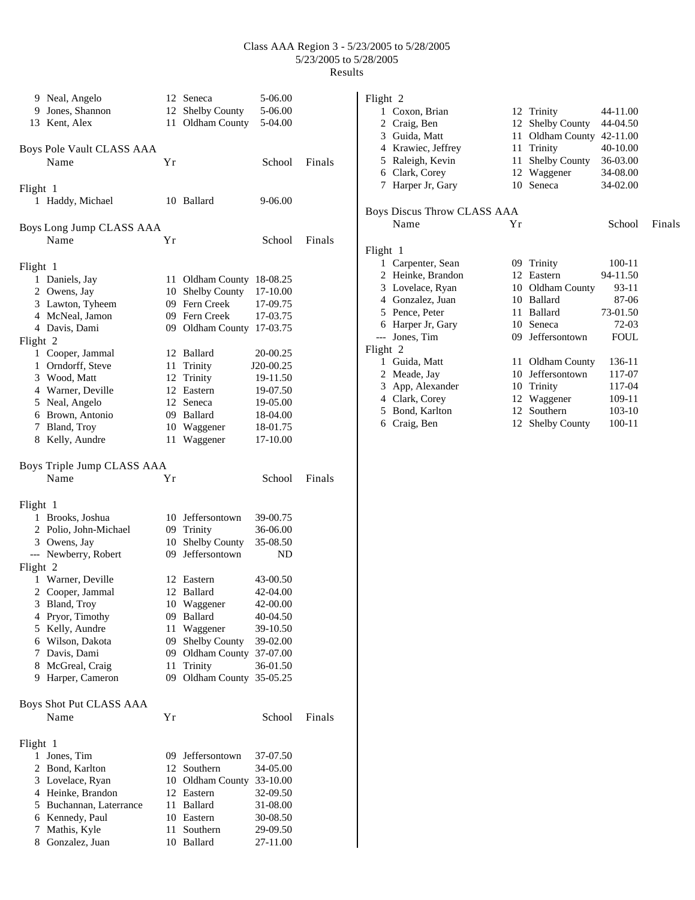| | | | | |
|---|---|---|---|---|
| 9 | Neal, Angelo | 12 | Seneca | 5-06.00 |
| 9 | Jones, Shannon | 12 | Shelby County | 5-06.00 |
| 13 | Kent, Alex | 11 | Oldham County | 5-04.00 |

## Boys Pole Vault CLASS AAA

| | Name | Yr | School | Finals |
|---|---|---|---|---|
| **Flight 1** | | | | |
| 1 | Haddy, Michael | 10 | Ballard | 9-06.00 |

## Boys Long Jump CLASS AAA

| | Name | Yr | School | Finals |
|---|---|---|---|---|
| **Flight 1** | | | | |
| 1 | Daniels, Jay | 11 | Oldham County | 18-08.25 |
| 2 | Owens, Jay | 10 | Shelby County | 17-10.00 |
| 3 | Lawton, Tyheem | 09 | Fern Creek | 17-09.75 |
| 4 | McNeal, Jamon | 09 | Fern Creek | 17-03.75 |
| 4 | Davis, Dami | 09 | Oldham County | 17-03.75 |
| **Flight 2** | | | | |
| 1 | Cooper, Jammal | 12 | Ballard | 20-00.25 |
| 1 | Orndorff, Steve | 11 | Trinity | J20-00.25 |
| 3 | Wood, Matt | 12 | Trinity | 19-11.50 |
| 4 | Warner, Deville | 12 | Eastern | 19-07.50 |
| 5 | Neal, Angelo | 12 | Seneca | 19-05.00 |
| 6 | Brown, Antonio | 09 | Ballard | 18-04.00 |
| 7 | Bland, Troy | 10 | Waggener | 18-01.75 |
| 8 | Kelly, Aundre | 11 | Waggener | 17-10.00 |

## Boys Triple Jump CLASS AAA

| | Name | Yr | School | Finals |
|---|---|---|---|---|
| **Flight 1** | | | | |
| 1 | Brooks, Joshua | 10 | Jeffersontown | 39-00.75 |
| 2 | Polio, John-Michael | 09 | Trinity | 36-06.00 |
| 3 | Owens, Jay | 10 | Shelby County | 35-08.50 |
| --- | Newberry, Robert | 09 | Jeffersontown | ND |
| **Flight 2** | | | | |
| 1 | Warner, Deville | 12 | Eastern | 43-00.50 |
| 2 | Cooper, Jammal | 12 | Ballard | 42-04.00 |
| 3 | Bland, Troy | 10 | Waggener | 42-00.00 |
| 4 | Pryor, Timothy | 09 | Ballard | 40-04.50 |
| 5 | Kelly, Aundre | 11 | Waggener | 39-10.50 |
| 6 | Wilson, Dakota | 09 | Shelby County | 39-02.00 |
| 7 | Davis, Dami | 09 | Oldham County | 37-07.00 |
| 8 | McGreal, Craig | 11 | Trinity | 36-01.50 |
| 9 | Harper, Cameron | 09 | Oldham County | 35-05.25 |

## Boys Shot Put CLASS AAA

| | Name | Yr | School | Finals |
|---|---|---|---|---|
| **Flight 1** | | | | |
| 1 | Jones, Tim | 09 | Jeffersontown | 37-07.50 |
| 2 | Bond, Karlton | 12 | Southern | 34-05.00 |
| 3 | Lovelace, Ryan | 10 | Oldham County | 33-10.00 |
| 4 | Heinke, Brandon | 12 | Eastern | 32-09.50 |
| 5 | Buchannan, Laterrance | 11 | Ballard | 31-08.00 |
| 6 | Kennedy, Paul | 10 | Eastern | 30-08.50 |
| 7 | Mathis, Kyle | 11 | Southern | 29-09.50 |
| 8 | Gonzalez, Juan | 10 | Ballard | 27-11.00 |
| **Flight 2** | | | | |
| 1 | Coxon, Brian | 12 | Trinity | 44-11.00 |
| 2 | Craig, Ben | 12 | Shelby County | 44-04.50 |
| 3 | Guida, Matt | 11 | Oldham County | 42-11.00 |
| 4 | Krawiec, Jeffrey | 11 | Trinity | 40-10.00 |
| 5 | Raleigh, Kevin | 11 | Shelby County | 36-03.00 |
| 6 | Clark, Corey | 12 | Waggener | 34-08.00 |
| 7 | Harper Jr, Gary | 10 | Seneca | 34-02.00 |

## Boys Discus Throw CLASS AAA

| | Name | Yr | School | Finals |
|---|---|---|---|---|
| **Flight 1** | | | | |
| 1 | Carpenter, Sean | 09 | Trinity | 100-11 |
| 2 | Heinke, Brandon | 12 | Eastern | 94-11.50 |
| 3 | Lovelace, Ryan | 10 | Oldham County | 93-11 |
| 4 | Gonzalez, Juan | 10 | Ballard | 87-06 |
| 5 | Pence, Peter | 11 | Ballard | 73-01.50 |
| 6 | Harper Jr, Gary | 10 | Seneca | 72-03 |
| --- | Jones, Tim | 09 | Jeffersontown | FOUL |
| **Flight 2** | | | | |
| 1 | Guida, Matt | 11 | Oldham County | 136-11 |
| 2 | Meade, Jay | 10 | Jeffersontown | 117-07 |
| 3 | App, Alexander | 10 | Trinity | 117-04 |
| 4 | Clark, Corey | 12 | Waggener | 109-11 |
| 5 | Bond, Karlton | 12 | Southern | 103-10 |
| 6 | Craig, Ben | 12 | Shelby County | 100-11 |